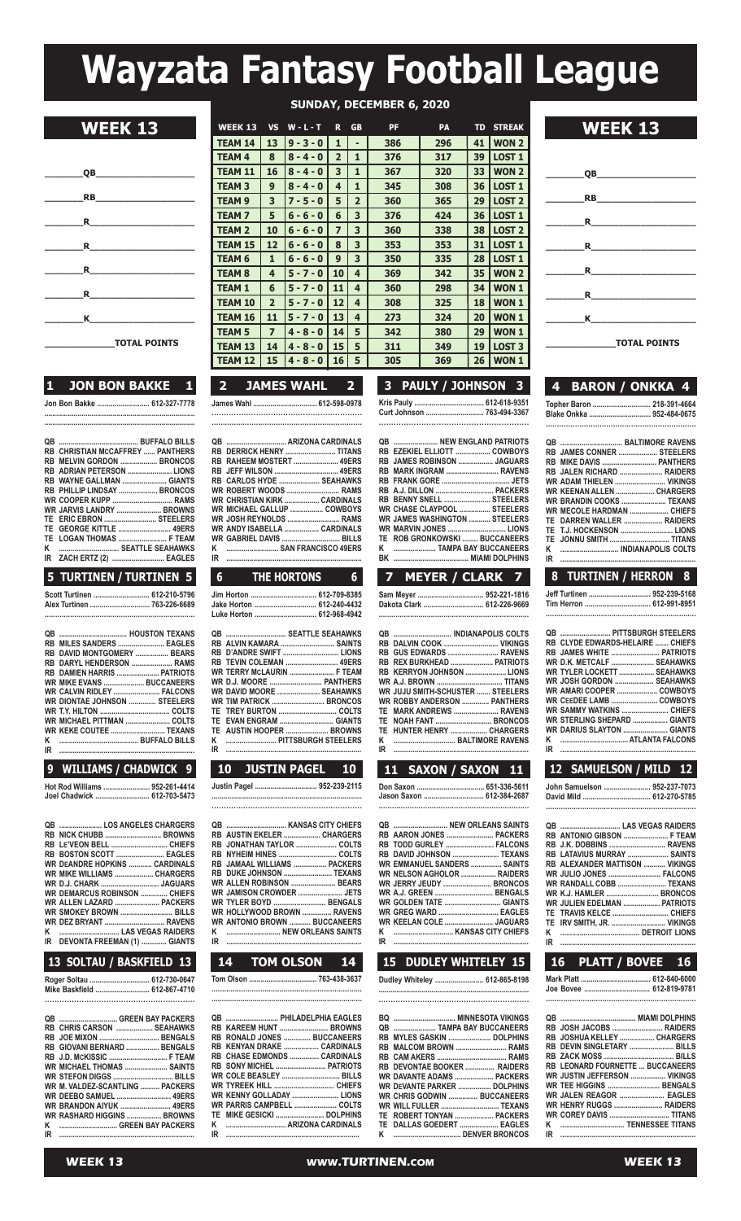# Wayzata Fantasy Football League

## SUNDAY, DECEMBER 6, 2020

## WEEK 13

________QB____________________

________RB____________________

________R_____________________

________R_____________________

________R_____________________

________R_____________________

________K_____________________

______________TOTAL POINTS

| WEEK 13 | VS | W - L - T | R | GB | PF | PA | TD | STREAK |
|---|---|---|---|---|---|---|---|---|
| TEAM 14 | 13 | 9 - 3 - 0 | 1 | - | 386 | 296 | 41 | WON 2 |
| TEAM 4 | 8 | 8 - 4 - 0 | 2 | 1 | 376 | 317 | 39 | LOST 1 |
| TEAM 11 | 16 | 8 - 4 - 0 | 3 | 1 | 367 | 320 | 33 | WON 2 |
| TEAM 3 | 9 | 8 - 4 - 0 | 4 | 1 | 345 | 308 | 36 | LOST 1 |
| TEAM 9 | 3 | 7 - 5 - 0 | 5 | 2 | 360 | 365 | 29 | LOST 2 |
| TEAM 7 | 5 | 6 - 6 - 0 | 6 | 3 | 376 | 424 | 36 | LOST 1 |
| TEAM 2 | 10 | 6 - 6 - 0 | 7 | 3 | 360 | 338 | 38 | LOST 2 |
| TEAM 15 | 12 | 6 - 6 - 0 | 8 | 3 | 353 | 353 | 31 | LOST 1 |
| TEAM 6 | 1 | 6 - 6 - 0 | 9 | 3 | 350 | 335 | 28 | LOST 1 |
| TEAM 8 | 4 | 5 - 7 - 0 | 10 | 4 | 369 | 342 | 35 | WON 2 |
| TEAM 1 | 6 | 5 - 7 - 0 | 11 | 4 | 360 | 298 | 34 | WON 1 |
| TEAM 10 | 2 | 5 - 7 - 0 | 12 | 4 | 308 | 325 | 18 | WON 1 |
| TEAM 16 | 11 | 5 - 7 - 0 | 13 | 4 | 273 | 324 | 20 | WON 1 |
| TEAM 5 | 7 | 4 - 8 - 0 | 14 | 5 | 342 | 380 | 29 | WON 1 |
| TEAM 13 | 14 | 4 - 8 - 0 | 15 | 5 | 311 | 349 | 19 | LOST 3 |
| TEAM 12 | 15 | 4 - 8 - 0 | 16 | 5 | 305 | 369 | 26 | WON 1 |

## WEEK 13

________QB____________________

________RB____________________

________R_____________________

________R_____________________

________R_____________________

________R_____________________

________K_____________________

______________TOTAL POINTS

### 1 JON BON BAKKE 1

Jon Bon Bakke ........................... 612-327-7778

- QB ........................................ BUFFALO BILLS
- RB CHRISTIAN McCAFFREY ...... PANTHERS
- RB MELVIN GORDON .................. BRONCOS
- RB ADRIAN PETERSON ....................... LIONS
- RB WAYNE GALLMAN ...................... GIANTS
- RB PHILLIP LINDSAY .................... BRONCOS
- WR COOPER KUPP ............................. RAMS
- WR JARVIS LANDRY ...................... BROWNS
- TE ERIC EBRON ........................... STEELERS
- TE GEORGE KITTLE .......................... 49ERS
- TE LOGAN THOMAS ........................ F TEAM
- K .............................. SEATTLE SEAHAWKS
- IR ZACH ERTZ (2) ........................... EAGLES

### 2 JAMES WAHL 2

James Wahl ................................ 612-598-0978

- QB .............................. ARIZONA CARDINALS
- RB DERRICK HENRY ......................... TITANS
- RB RAHEEM MOSTERT ...................... 49ERS
- RB JEFF WILSON ................................ 49ERS
- RB CARLOS HYDE .................... SEAHAWKS
- WR ROBERT WOODS ............................ RAMS
- WR CHRISTIAN KIRK ............... CARDINALS
- WR MICHAEL GALLUP ................ COWBOYS
- WR JOSH REYNOLDS .......................... RAMS
- WR ANDY ISABELLA ................. CARDINALS
- WR GABRIEL DAVIS ............................ BILLS
- K ........................... SAN FRANCISCO 49ERS
- IR

### 3 PAULY / JOHNSON 3

Kris Pauly ................................... 612-618-9351
Curt Johnson ............................. 763-494-3367

- QB ...................... NEW ENGLAND PATRIOTS
- RB EZEKIEL ELLIOTT .................. COWBOYS
- RB JAMES ROBINSON ................. JAGUARS
- RB MARK INGRAM .......................... RAVENS
- RB FRANK GORE .................................. JETS
- RB A.J. DILLON .............................. PACKERS
- RB BENNY SNELL ......................... STEELERS
- WR CHASE CLAYPOOL ............... STEELERS
- WR JAMES WASHINGTON ........... STEELERS
- WR MARVIN JONES .............................. LIONS
- TE ROB GRONKOWSKI ........ BUCCANEERS
- K ..................... TAMPA BAY BUCCANEERS
- BK ..................................... MIAMI DOLPHINS

### 4 BARON / ONKKA 4

Topher Baron ............................. 218-391-4664
Blake Onkka ............................... 952-484-0675

- QB .............................. BALTIMORE RAVENS
- RB JAMES CONNER ................... STEELERS
- RB MIKE DAVIS ........................... PANTHERS
- RB JALEN RICHARD ..................... RAIDERS
- WR ADAM THIELEN .......................... VIKINGS
- WR KEENAN ALLEN .................... CHARGERS
- WR BRANDIN COOKS ...................... TEXANS
- WR MECOLE HARDMAN .................. CHIEFS
- TE DARREN WALLER .................... RAIDERS
- TE T.J. HOCKENSON ........................... LIONS
- TE JONNU SMITH .............................. TITANS
- K ............................. INDIANAPOLIS COLTS
- IR

### 5 TURTINEN / TURTINEN 5

Scott Turtinen ............................ 612-210-5796
Alex Turtinen .............................. 763-226-6689

- QB .................................. HOUSTON TEXANS
- RB MILES SANDERS ....................... EAGLES
- RB DAVID MONTGOMERY ................ BEARS
- RB DARYL HENDERSON ..................... RAMS
- RB DAMIEN HARRIS ..................... PATRIOTS
- WR MIKE EVANS ....................... BUCCANEERS
- WR CALVIN RIDLEY ........................ FALCONS
- WR DIONTAE JOHNSON ............. STEELERS
- WR T.Y. HILTON ..................................... COLTS
- WR MICHAEL PITTMAN ...................... COLTS
- WR KEKE COUTEE ........................... TEXANS
- K ........................................ BUFFALO BILLS
- IR

### 6 THE HORTONS 6

Jim Horton ................................. 612-709-8385
Jake Horton ............................... 612-240-4432
Luke Horton ............................... 612-968-4942

- QB ............................. SEATTLE SEAHAWKS
- RB ALVIN KAMARA ........................... SAINTS
- RB D'ANDRE SWIFT ............................ LIONS
- RB TEVIN COLEMAN ......................... 49ERS
- WR TERRY McLAURIN .................... F TEAM
- WR D.J. MOORE ........................ PANTHERS
- WR DAVID MOORE ..................... SEAHAWKS
- WR TIM PATRICK ........................... BRONCOS
- TE TREY BURTON .............................. COLTS
- TE EVAN ENGRAM ............................ GIANTS
- TE AUSTIN HOOPER ..................... BROWNS
- K ........................ PITTSBURGH STEELERS
- IR

### 7 MEYER / CLARK 7

Sam Meyer ................................. 952-221-1816
Dakota Clark .............................. 612-226-9669

- QB ............................ INDIANAPOLIS COLTS
- RB DALVIN COOK ............................ VIKINGS
- RB GUS EDWARDS ......................... RAVENS
- RB REX BURKHEAD ..................... PATRIOTS
- RB KERRYON JOHNSON ..................... LIONS
- WR A.J. BROWN .................................. TITANS
- WR JUJU SMITH-SCHUSTER ....... STEELERS
- WR ROBBY ANDERSON ............... PANTHERS
- TE MARK ANDREWS ........................ RAVENS
- TE NOAH FANT ............................. BRONCOS
- TE HUNTER HENRY ................... CHARGERS
- K ............................... BALTIMORE RAVENS
- IR

### 8 TURTINEN / HERRON 8

Jeff Turtinen ............................... 952-239-5168
Tim Herron .................................. 612-991-8951

- QB ........................ PITTSBURGH STEELERS
- RB CLYDE EDWARDS-HELAIRE ....... CHIEFS
- RB JAMES WHITE ......................... PATRIOTS
- WR D.K. METCALF ..................... SEAHAWKS
- WR TYLER LOCKETT .................. SEAHAWKS
- WR JOSH GORDON .................... SEAHAWKS
- WR AMARI COOPER .................... COWBOYS
- WR CeeDEE LAMB ........................ COWBOYS
- WR SAMMY WATKINS ...................... CHIEFS
- WR STERLING SHEPARD ................. GIANTS
- WR DARIUS SLAYTON ....................... GIANTS
- K ..................................... ATLANTA FALCONS
- IR

### 9 WILLIAMS / CHADWICK 9

Hot Rod Williams ........................ 952-261-4414
Joel Chadwick ............................ 612-703-5473

- QB ..................... LOS ANGELES CHARGERS
- RB NICK CHUBB ............................ BROWNS
- RB LeVEON BELL ............................ CHIEFS
- RB BOSTON SCOTT ........................ EAGLES
- WR DeANDRE HOPKINS ........... CARDINALS
- WR MIKE WILLIAMS ................... CHARGERS
- WR D.J. CHARK ............................. JAGUARS
- WR DEMARCUS ROBINSON ............. CHIEFS
- WR ALLEN LAZARD ...................... PACKERS
- WR SMOKEY BROWN .......................... BILLS
- WR DEZ BRYANT ............................. RAVENS
- K ............................... LAS VEGAS RAIDERS
- IR DEVONTA FREEMAN (1) ............. GIANTS

### 10 JUSTIN PAGEL 10

Justin Pagel ................................ 952-239-2115

- QB ................................ KANSAS CITY CHIEFS
- RB AUSTIN EKELER .................. CHARGERS
- RB JONATHAN TAYLOR ..................... COLTS
- RB NYHEIM HINES ............................. COLTS
- RB JAMAAL WILLIAMS ................ PACKERS
- RB DUKE JOHNSON ........................ TEXANS
- WR ALLEN ROBINSON ...................... BEARS
- WR JAMISON CROWDER ...................... JETS
- WR TYLER BOYD ............................ BENGALS
- WR HOLLYWOOD BROWN ............. RAVENS
- WR ANTONIO BROWN .......... BUCCANEERS
- K ............................ NEW ORLEANS SAINTS
- IR

### 11 SAXON / SAXON 11

Don Saxon .................................. 651-336-5611
Jason Saxon ............................... 612-384-2687

- QB ............................ NEW ORLEANS SAINTS
- RB AARON JONES ........................ PACKERS
- RB TODD GURLEY ......................... FALCONS
- RB DAVID JOHNSON ........................ TEXANS
- WR EMMANUEL SANDERS .............. SAINTS
- WR NELSON AGHOLOR ................ RAIDERS
- WR JERRY JEUDY ......................... BRONCOS
- WR A.J. GREEN ............................. BENGALS
- WR GOLDEN TATE ............................. GIANTS
- WR GREG WARD ............................... EAGLES
- WR KEELAN COLE ......................... JAGUARS
- K ........................... KANSAS CITY CHIEFS
- IR

### 12 SAMUELSON / MILD 12

John Samuelson ......................... 952-237-7073
David Mild .................................. 612-270-5785

- QB ................................ LAS VEGAS RAIDERS
- RB ANTONIO GIBSON ..................... F TEAM
- RB J.K. DOBBINS ............................ RAVENS
- RB LATAVIUS MURRAY ...................... SAINTS
- RB ALEXANDER MATTISON .......... VIKINGS
- WR JULIO JONES ........................... FALCONS
- WR RANDALL COBB ......................... TEXANS
- WR K.J. HAMLER ........................... BRONCOS
- WR JULIEN EDELMAN .................. PATRIOTS
- TE TRAVIS KELCE ............................ CHIEFS
- TE IRV SMITH, JR. ......................... VIKINGS
- K ............................................ DETROIT LIONS
- IR

### 13 SOLTAU / BASKFIELD 13

Roger Soltau ............................... 612-730-0647
Mike Baskfield ............................ 612-867-4710

- QB ............................ GREEN BAY PACKERS
- RB CHRIS CARSON .................. SEAHAWKS
- RB JOE MIXON ............................... BENGALS
- RB GIOVANI BERNARD ................ BENGALS
- RB J.D. McKISSIC ............................ F TEAM
- WR MICHAEL THOMAS ..................... SAINTS
- WR STEFON DIGGS ............................. BILLS
- WR M. VALDEZ-SCANTLING ......... PACKERS
- WR DEEBO SAMUEL .......................... 49ERS
- WR BRANDON AIYUK ........................ 49ERS
- WR RASHARD HIGGINS ................. BROWNS
- K ............................ GREEN BAY PACKERS
- IR

### 14 TOM OLSON 14

Tom Olson .................................. 763-438-3637

- QB ......................... PHILADELPHIA EAGLES
- RB KAREEM HUNT ......................... BROWNS
- RB RONALD JONES ............. BUCCANEERS
- RB KENYAN DRAKE .................. CARDINALS
- RB CHASE EDMONDS .............. CARDINALS
- RB SONY MICHEL .......................... PATRIOTS
- WR COLE BEASLEY ............................. BILLS
- WR TYREEK HILL ................................ CHIEFS
- WR KENNY GOLLADAY ....................... LIONS
- WR PARRIS CAMPBELL ...................... COLTS
- TE MIKE GESICKI ........................ DOLPHINS
- K ............................ ARIZONA CARDINALS
- IR

### 15 DUDLEY WHITELEY 15

Dudley Whiteley ......................... 612-865-8198

- BQ .............................. MINNESOTA VIKINGS
- QB ..................... TAMPA BAY BUCCANEERS
- RB MYLES GASKIN ....................... DOLPHINS
- RB MALCOM BROWN .......................... RAMS
- RB CAM AKERS ..................................... RAMS
- RB DEVONTAE BOOKER ............... RAIDERS
- WR DAVANTE ADAMS ................... PACKERS
- WR DEVANTE PARKER ................. DOLPHINS
- WR CHRIS GODWIN ............... BUCCANEERS
- WR WILL FULLER ............................. TEXANS
- TE ROBERT TONYAN .................... PACKERS
- TE DALLAS GOEDERT .................... EAGLES
- K .................................... DENVER BRONCOS

### 16 PLATT / BOVEE 16

Mark Platt .................................. 612-840-6000
Joe Bovee ................................... 612-819-9781

- QB ...................................... MIAMI DOLPHINS
- RB JOSH JACOBS ........................... RAIDERS
- RB JOSHUA KELLEY ................. CHARGERS
- RB DEVIN SINGLETARY ..................... BILLS
- RB ZACK MOSS .................................... BILLS
- RB LEONARD FOURNETTE ... BUCCANEERS
- WR JUSTIN JEFFERSON ................. VIKINGS
- WR TEE HIGGINS ........................... BENGALS
- WR JALEN REAGOR ........................ EAGLES
- WR HENRY RUGGS ......................... RAIDERS
- WR COREY DAVIS ............................ TITANS
- K ................................... TENNESSEE TITANS
- IR

WEEK 13 | www.TURTINEN.com | WEEK 13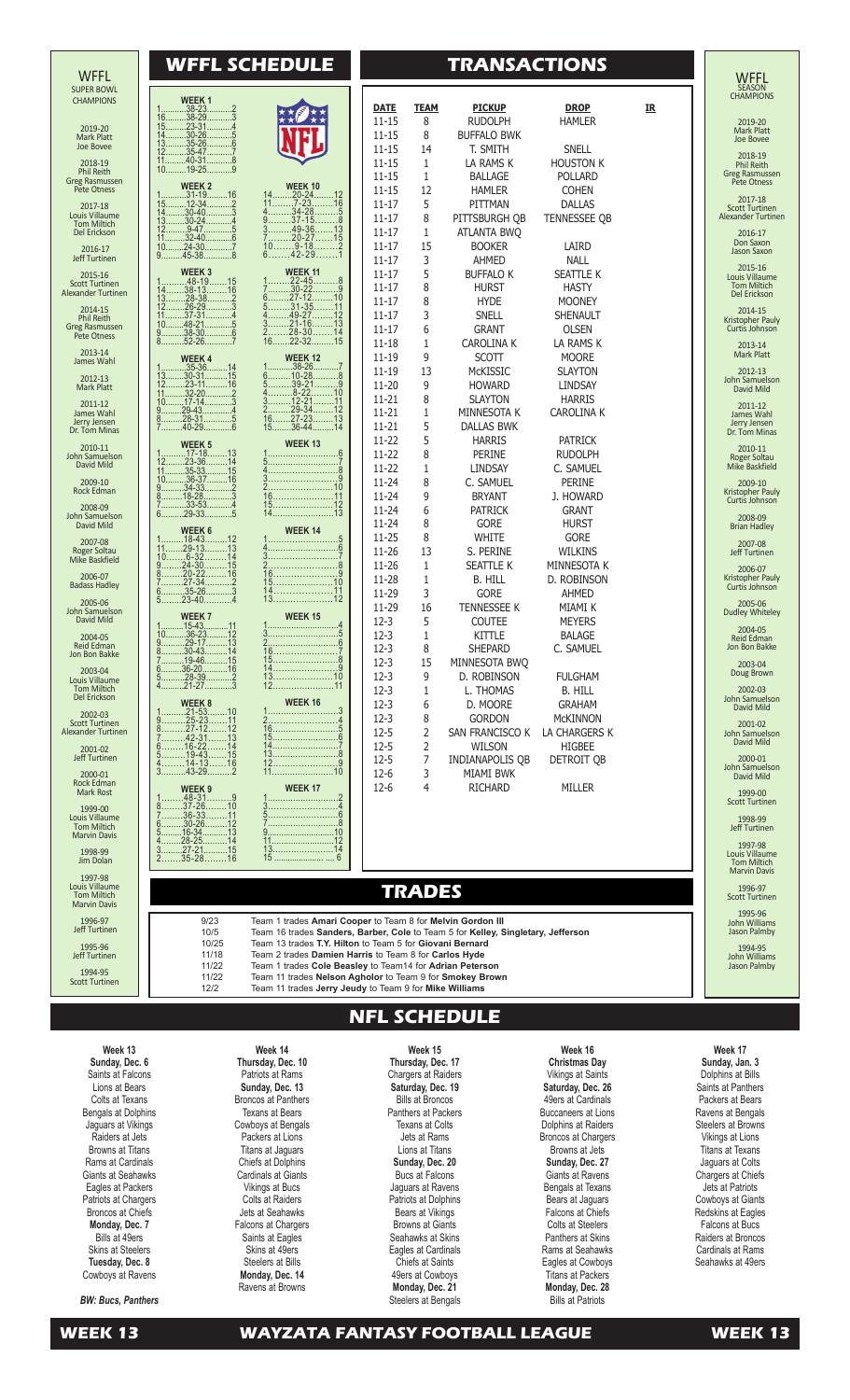## WFFL SUPER BOWL CHAMPIONS

2019-20
Mark Platt
Joe Bovee

2018-19
Phil Reith
Greg Rasmussen
Pete Otness

2017-18
Louis Villaume
Tom Miltich
Del Erickson

2016-17
Jeff Turtinen

2015-16
Scott Turtinen
Alexander Turtinen

2014-15
Phil Reith
Greg Rasmussen
Pete Otness

2013-14
James Wahl

2012-13
Mark Platt

2011-12
James Wahl
Jerry Jensen
Dr. Tom Minas

2010-11
John Samuelson
David Mild

2009-10
Rock Edman

2008-09
John Samuelson
David Mild

2007-08
Roger Soltau
Mike Baskfield

2006-07
Badass Hadley

2005-06
John Samuelson
David Mild

2004-05
Reid Edman
Jon Bon Bakke

2003-04
Louis Villaume
Tom Miltich
Del Erickson

2002-03
Scott Turtinen
Alexander Turtinen

2001-02
Jeff Turtinen

2000-01
Rock Edman
Mark Rost

1999-00
Louis Villaume
Tom Miltich
Marvin Davis

1998-99
Jim Dolan

1997-98
Louis Villaume
Tom Miltich
Marvin Davis

1996-97
Jeff Turtinen

1995-96
Jeff Turtinen

1994-95
Scott Turtinen

## WFFL SCHEDULE

**WEEK 1**
1........38-23........2
16........38-29........3
15........23-31........4
14........30-26........5
13........35-26........6
12........35-47........7
11........40-31........8
10........19-25........9

**WEEK 2**
1........31-19........16
15........12-34........2
14........30-40........3
13........30-24........4
12........9-47........5
11........32-40........6
10........24-30........7
9........45-38........8

**WEEK 3**
1........48-19........15
14........38-13........16
13........28-38........2
12........26-29........3
11........37-31........4
10........48-21........5
9........38-30........6
8........52-26........7

**WEEK 4**
1........35-36........14
13........30-31........15
12........23-11........16
11........32-20........2
10........17-14........3
9........29-43........4
8........28-31........5
7........40-29........6

**WEEK 5**
1........17-18........13
12........23-36........14
11........35-33........15
10........36-37........16
9........34-33........2
8........18-28........3
7........33-53........4
6........29-33........5

**WEEK 6**
1........18-43........12
11........29-13........13
10........6-32........14
9........24-30........15
8........20-22........16
7........27-34........2
6........35-26........3
5........23-40........4

**WEEK 7**
1........15-43........11
10........36-23........12
9........29-17........13
8........30-43........14
7........19-46........15
6........36-20........16
5........28-39........2
4........21-27........3

**WEEK 8**
1........21-53........10
9........25-23........11
8........27-12........12
7........42-31........13
6........16-22........14
5........19-43........15
4........14-13........16
3........43-29........2

**WEEK 9**
1........48-31........9
8........37-26........10
7........36-33........11
6........30-26........12
5........16-34........13
4........28-25........14
3........27-21........15
2........35-28........16

**WEEK 10**
14........20-24........12
11........7-23........16
4........34-28........5
9........37-15........8
3........49-36........13
7........20-27........15
10........9-18........2
6........42-29........1

**WEEK 11**
1........22-45........8
7........30-22........9
6........27-12........10
5........31-35........11
4........49-27........12
3........21-16........13
2........28-30........14
16........22-32........15

**WEEK 12**
1........38-26........7
6........10-28........8
5........39-21........9
4........8-22........10
3........12-21........11
2........29-34........12
16........27-23........13
15........36-44........14

**WEEK 13**
1........6
5........7
4........8
3........9
2........10
16........11
15........12
14........13

**WEEK 14**
1........5
4........6
3........7
2........8
16........9
15........10
14........11
13........12

**WEEK 15**
1........4
3........5
2........6
16........7
15........8
14........9
13........10
12........11

**WEEK 16**
1........3
2........4
16........5
15........6
14........7
13........8
12........9
11........10

**WEEK 17**
1........2
3........4
5........6
7........8
9........10
11........12
13........14
15........6

## TRANSACTIONS

| DATE | TEAM | PICKUP | DROP | IR |
|---|---|---|---|---|
| 11-15 | 8 | RUDOLPH | HAMLER | |
| 11-15 | 8 | BUFFALO BWK | | |
| 11-15 | 14 | T. SMITH | SNELL | |
| 11-15 | 1 | LA RAMS K | HOUSTON K | |
| 11-15 | 1 | BALLAGE | POLLARD | |
| 11-15 | 12 | HAMLER | COHEN | |
| 11-17 | 5 | PITTMAN | DALLAS | |
| 11-17 | 8 | PITTSBURGH QB | TENNESSEE QB | |
| 11-17 | 1 | ATLANTA BWQ | | |
| 11-17 | 15 | BOOKER | LAIRD | |
| 11-17 | 3 | AHMED | NALL | |
| 11-17 | 5 | BUFFALO K | SEATTLE K | |
| 11-17 | 8 | HURST | HASTY | |
| 11-17 | 8 | HYDE | MOONEY | |
| 11-17 | 3 | SNELL | SHENAULT | |
| 11-17 | 6 | GRANT | OLSEN | |
| 11-18 | 1 | CAROLINA K | LA RAMS K | |
| 11-19 | 9 | SCOTT | MOORE | |
| 11-19 | 13 | McKISSIC | SLAYTON | |
| 11-20 | 9 | HOWARD | LINDSAY | |
| 11-21 | 8 | SLAYTON | HARRIS | |
| 11-21 | 1 | MINNESOTA K | CAROLINA K | |
| 11-21 | 5 | DALLAS BWK | | |
| 11-22 | 5 | HARRIS | PATRICK | |
| 11-22 | 8 | PERINE | RUDOLPH | |
| 11-22 | 1 | LINDSAY | C. SAMUEL | |
| 11-24 | 8 | C. SAMUEL | PERINE | |
| 11-24 | 9 | BRYANT | J. HOWARD | |
| 11-24 | 6 | PATRICK | GRANT | |
| 11-24 | 8 | GORE | HURST | |
| 11-25 | 8 | WHITE | GORE | |
| 11-26 | 13 | S. PERINE | WILKINS | |
| 11-26 | 1 | SEATTLE K | MINNESOTA K | |
| 11-28 | 1 | B. HILL | D. ROBINSON | |
| 11-29 | 3 | GORE | AHMED | |
| 11-29 | 16 | TENNESSEE K | MIAMI K | |
| 12-3 | 5 | COUTEE | MEYERS | |
| 12-3 | 1 | KITTLE | BALAGE | |
| 12-3 | 8 | SHEPARD | C. SAMUEL | |
| 12-3 | 15 | MINNESOTA BWQ | | |
| 12-3 | 9 | D. ROBINSON | FULGHAM | |
| 12-3 | 1 | L. THOMAS | B. HILL | |
| 12-3 | 6 | D. MOORE | GRAHAM | |
| 12-3 | 8 | GORDON | McKINNON | |
| 12-5 | 2 | SAN FRANCISCO K | LA CHARGERS K | |
| 12-5 | 2 | WILSON | HIGBEE | |
| 12-5 | 7 | INDIANAPOLIS QB | DETROIT QB | |
| 12-6 | 3 | MIAMI BWK | | |
| 12-6 | 4 | RICHARD | MILLER | |

## TRADES

| | |
|---|---|
| 9/23 | Team 1 trades **Amari Cooper** to Team 8 for **Melvin Gordon III** |
| 10/5 | Team 16 trades **Sanders, Barber, Cole** to Team 5 for **Kelley, Singletary, Jefferson** |
| 10/25 | Team 13 trades **T.Y. Hilton** to Team 5 for **Giovani Bernard** |
| 11/18 | Team 2 trades **Damien Harris** to Team 8 for **Carlos Hyde** |
| 11/22 | Team 1 trades **Cole Beasley** to Team14 for **Adrian Peterson** |
| 11/22 | Team 11 trades **Nelson Agholor** to Team 9 for **Smokey Brown** |
| 12/2 | Team 11 trades **Jerry Jeudy** to Team 9 for **Mike Williams** |

## WFFL SEASON CHAMPIONS

2019-20
Mark Platt
Joe Bovee

2018-19
Phil Reith
Greg Rasmussen
Pete Otness

2017-18
Scott Turtinen
Alexander Turtinen

2016-17
Don Saxon
Jason Saxon

2015-16
Louis Villaume
Tom Miltich
Del Erickson

2014-15
Kristopher Pauly
Curtis Johnson

2013-14
Mark Platt

2012-13
John Samuelson
David Mild

2011-12
James Wahl
Jerry Jensen
Dr. Tom Minas

2010-11
Roger Soltau
Mike Baskfield

2009-10
Kristopher Pauly
Curtis Johnson

2008-09
Brian Hadley

2007-08
Jeff Turtinen

2006-07
Kristopher Pauly
Curtis Johnson

2005-06
Dudley Whiteley

2004-05
Reid Edman
Jon Bon Bakke

2003-04
Doug Brown

2002-03
John Samuelson
David Mild

2001-02
John Samuelson
David Mild

2000-01
John Samuelson
David Mild

1999-00
Scott Turtinen

1998-99
Jeff Turtinen

1997-98
Louis Villaume
Tom Miltich
Marvin Davis

1996-97
Scott Turtinen

1995-96
John Williams
Jason Palmby

1994-95
John Williams
Jason Palmby

## NFL SCHEDULE

**Week 13**
**Sunday, Dec. 6**
Saints at Falcons
Lions at Bears
Colts at Texans
Bengals at Dolphins
Jaguars at Vikings
Raiders at Jets
Browns at Titans
Rams at Cardinals
Giants at Seahawks
Eagles at Packers
Patriots at Chargers
Broncos at Chiefs
**Monday, Dec. 7**
Bills at 49ers
Skins at Steelers
**Tuesday, Dec. 8**
Cowboys at Ravens

*BW: Bucs, Panthers*

**Week 14**
**Thursday, Dec. 10**
Patriots at Rams
**Sunday, Dec. 13**
Broncos at Panthers
Texans at Bears
Cowboys at Bengals
Packers at Lions
Titans at Jaguars
Chiefs at Dolphins
Cardinals at Giants
Vikings at Bucs
Colts at Raiders
Jets at Seahawks
Falcons at Chargers
Saints at Eagles
Skins at 49ers
Steelers at Bills
**Monday, Dec. 14**
Ravens at Browns

**Week 15**
**Thursday, Dec. 17**
Chargers at Raiders
**Saturday, Dec. 19**
Bills at Broncos
Panthers at Packers
Texans at Colts
Jets at Rams
Lions at Titans
**Sunday, Dec. 20**
Bucs at Falcons
Jaguars at Ravens
Patriots at Dolphins
Bears at Vikings
Browns at Giants
Seahawks at Skins
Eagles at Cardinals
Chiefs at Saints
49ers at Cowboys
**Monday, Dec. 21**
Steelers at Bengals

**Week 16**
**Christmas Day**
Vikings at Saints
**Saturday, Dec. 26**
49ers at Cardinals
Buccaneers at Lions
Dolphins at Raiders
Broncos at Chargers
Browns at Jets
**Sunday, Dec. 27**
Giants at Ravens
Bengals at Texans
Bears at Jaguars
Falcons at Chiefs
Colts at Steelers
Panthers at Skins
Rams at Seahawks
Eagles at Cowboys
Titans at Packers
**Monday, Dec. 28**
Bills at Patriots

**Week 17**
**Sunday, Jan. 3**
Dolphins at Bills
Saints at Panthers
Packers at Bears
Ravens at Bengals
Steelers at Browns
Vikings at Lions
Titans at Texans
Jaguars at Colts
Chargers at Chiefs
Jets at Patriots
Cowboys at Giants
Redskins at Eagles
Falcons at Bucs
Raiders at Broncos
Cardinals at Rams
Seahawks at 49ers